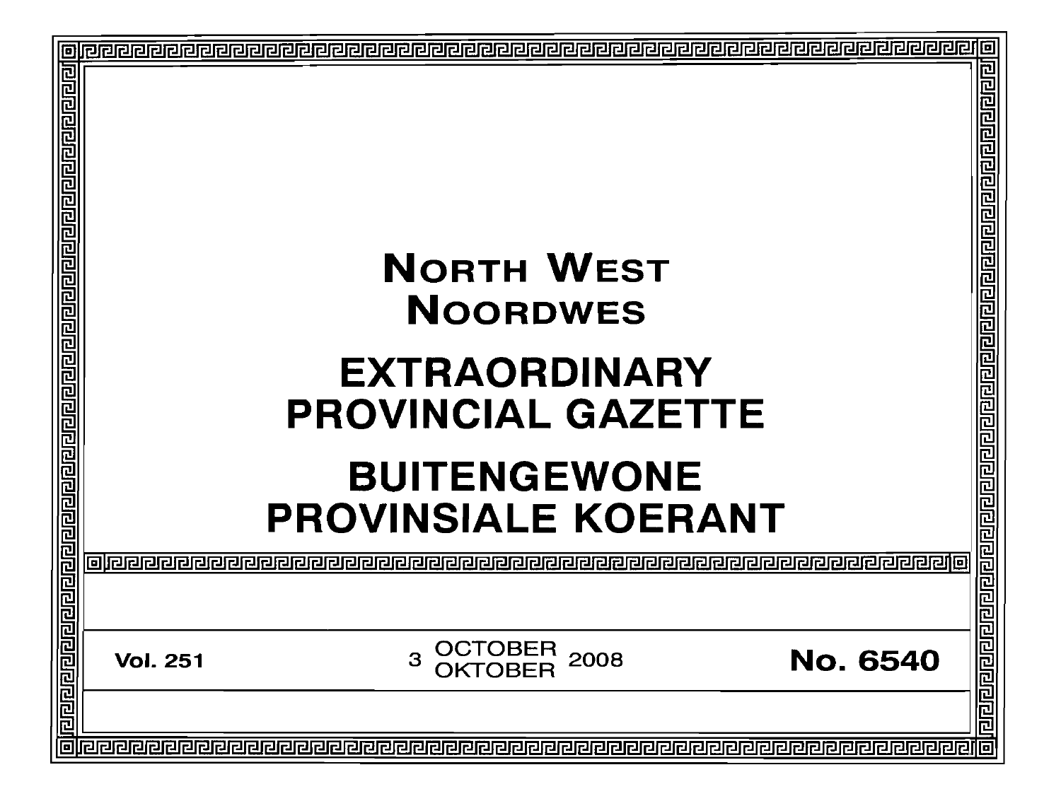# North West
# Noordwes

# EXTRAORDINARY PROVINCIAL GAZETTE

# BUITENGEWONE PROVINSIALE KOERANT

**Vol. 251** 3 OCTOBER / OKTOBER 2008 **No. 6540**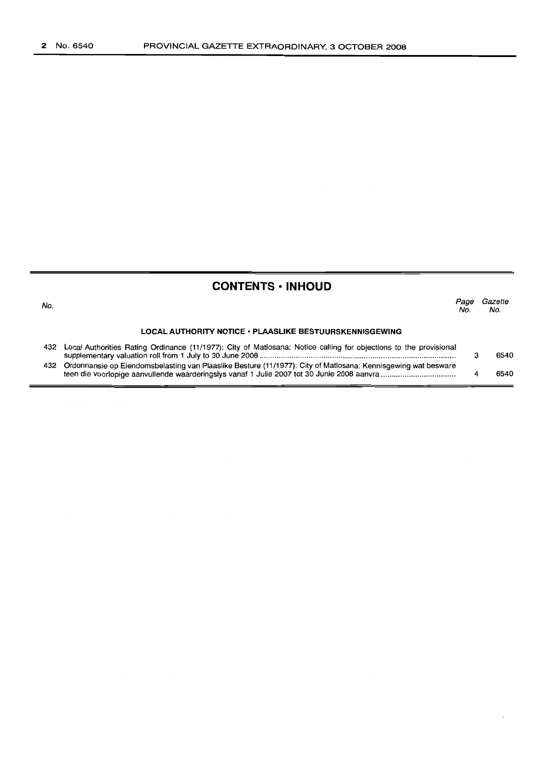## CONTENTS • INHOUD

| No. | | Page No. | Gazette No. |
|---|---|---|---|
| | **LOCAL AUTHORITY NOTICE • PLAASLIKE BESTUURSKENNISGEWING** | | |
| 432 | Local Authorities Rating Ordinance (11/1977): City of Matlosana: Notice calling for objections to the provisional supplementary valuation roll from 1 July to 30 June 2008 | 3 | 6540 |
| 432 | Ordonnansie op Eiendomsbelasting van Plaaslike Besture (11/1977): City of Matlosana: Kennisgewing wat besware teen die voorlopige aanvullende waarderingslys vanaf 1 Julie 2007 tot 30 Junie 2008 aanvra | 4 | 6540 |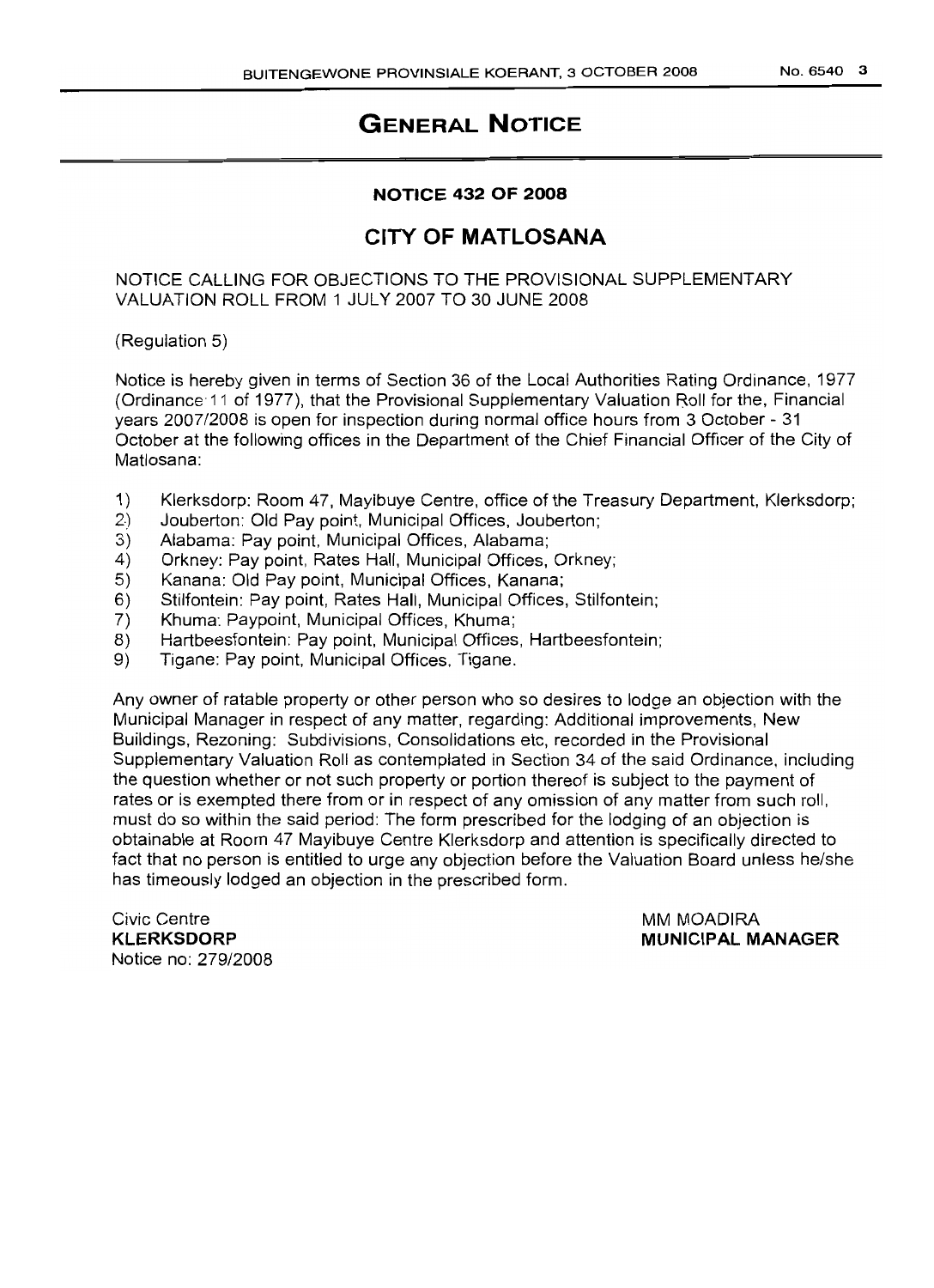# GENERAL NOTICE

## NOTICE 432 OF 2008

## CITY OF MATLOSANA

NOTICE CALLING FOR OBJECTIONS TO THE PROVISIONAL SUPPLEMENTARY VALUATION ROLL FROM 1 JULY 2007 TO 30 JUNE 2008

(Regulation 5)

Notice is hereby given in terms of Section 36 of the Local Authorities Rating Ordinance, 1977 (Ordinance 11 of 1977), that the Provisional Supplementary Valuation Roll for the, Financial years 2007/2008 is open for inspection during normal office hours from 3 October - 31 October at the following offices in the Department of the Chief Financial Officer of the City of Matlosana:

1) Klerksdorp: Room 47, Mayibuye Centre, office of the Treasury Department, Klerksdorp;
2) Jouberton: Old Pay point, Municipal Offices, Jouberton;
3) Alabama: Pay point, Municipal Offices, Alabama;
4) Orkney: Pay point, Rates Hall, Municipal Offices, Orkney;
5) Kanana: Old Pay point, Municipal Offices, Kanana;
6) Stilfontein: Pay point, Rates Hall, Municipal Offices, Stilfontein;
7) Khuma: Paypoint, Municipal Offices, Khuma;
8) Hartbeesfontein: Pay point, Municipal Offices, Hartbeesfontein;
9) Tigane: Pay point, Municipal Offices, Tigane.

Any owner of ratable property or other person who so desires to lodge an objection with the Municipal Manager in respect of any matter, regarding: Additional improvements, New Buildings, Rezoning: Subdivisions, Consolidations etc, recorded in the Provisional Supplementary Valuation Roll as contemplated in Section 34 of the said Ordinance, including the question whether or not such property or portion thereof is subject to the payment of rates or is exempted there from or in respect of any omission of any matter from such roll, must do so within the said period: The form prescribed for the lodging of an objection is obtainable at Room 47 Mayibuye Centre Klerksdorp and attention is specifically directed to fact that no person is entitled to urge any objection before the Valuation Board unless he/she has timeously lodged an objection in the prescribed form.

Civic Centre
**KLERKSDORP**
Notice no: 279/2008

MM MOADIRA
**MUNICIPAL MANAGER**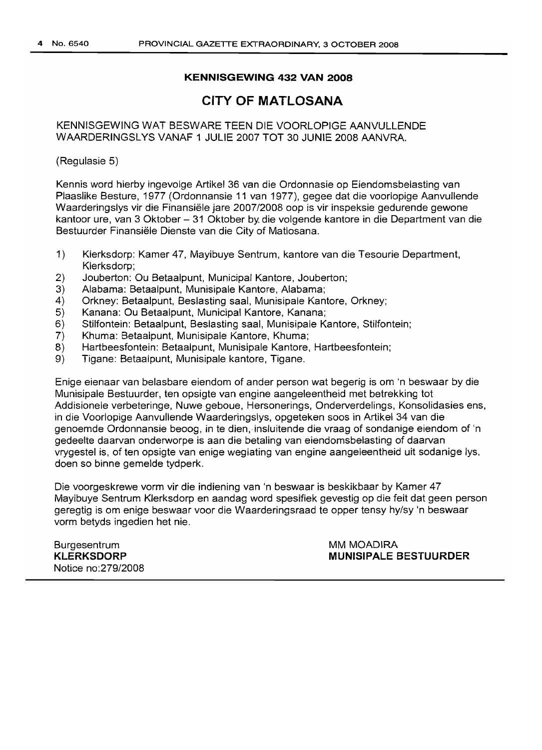**KENNISGEWING 432 VAN 2008**

# CITY OF MATLOSANA

KENNISGEWING WAT BESWARE TEEN DIE VOORLOPIGE AANVULLENDE WAARDERINGSLYS VANAF 1 JULIE 2007 TOT 30 JUNIE 2008 AANVRA.

(Regulasie 5)

Kennis word hierby ingevolge Artikel 36 van die Ordonnasie op Eiendomsbelasting van Plaaslike Besture, 1977 (Ordonnansie 11 van 1977), gegee dat die voorlopige Aanvullende Waarderingslys vir die Finansiële jare 2007/2008 oop is vir inspeksie gedurende gewone kantoor ure, van 3 Oktober – 31 Oktober by die volgende kantore in die Department van die Bestuurder Finansiële Dienste van die City of Matlosana.

1) Klerksdorp: Kamer 47, Mayibuye Sentrum, kantore van die Tesourie Department, Klerksdorp;
2) Jouberton: Ou Betaalpunt, Municipal Kantore, Jouberton;
3) Alabama: Betaalpunt, Munisipale Kantore, Alabama;
4) Orkney: Betaalpunt, Beslasting saal, Munisipale Kantore, Orkney;
5) Kanana: Ou Betaalpunt, Municipal Kantore, Kanana;
6) Stilfontein: Betaalpunt, Beslasting saal, Munisipale Kantore, Stilfontein;
7) Khuma: Betaalpunt, Munisipale Kantore, Khuma;
8) Hartbeesfontein: Betaalpunt, Munisipale Kantore, Hartbeesfontein;
9) Tigane: Betaalpunt, Munisipale kantore, Tigane.

Enige eienaar van belasbare eiendom of ander person wat begerig is om 'n beswaar by die Munisipale Bestuurder, ten opsigte van engine aangeleentheid met betrekking tot Addisionele verbeteringe, Nuwe geboue, Hersonerings, Onderverdelings, Konsolidasies ens, in die Voorlopige Aanvullende Waarderingslys, opgeteken soos in Artikel 34 van die genoemde Ordonnansie beoog, in te dien, insluitende die vraag of sondanige eiendom of 'n gedeelte daarvan onderworpe is aan die betaling van eiendomsbelasting of daarvan vrygestel is, of ten opsigte van enige weglating van engine aangeleentheid uit sodanige lys, doen so binne gemelde tydperk.

Die voorgeskrewe vorm vir die indiening van 'n beswaar is beskikbaar by Kamer 47 Mayibuye Sentrum Klerksdorp en aandag word spesifiek gevestig op die feit dat geen person geregtig is om enige beswaar voor die Waarderingsraad te opper tensy hy/sy 'n beswaar vorm betyds ingedien het nie.

Burgesentrum
**KLERKSDORP**
Notice no:279/2008

MM MOADIRA
**MUNISIPALE BESTUURDER**